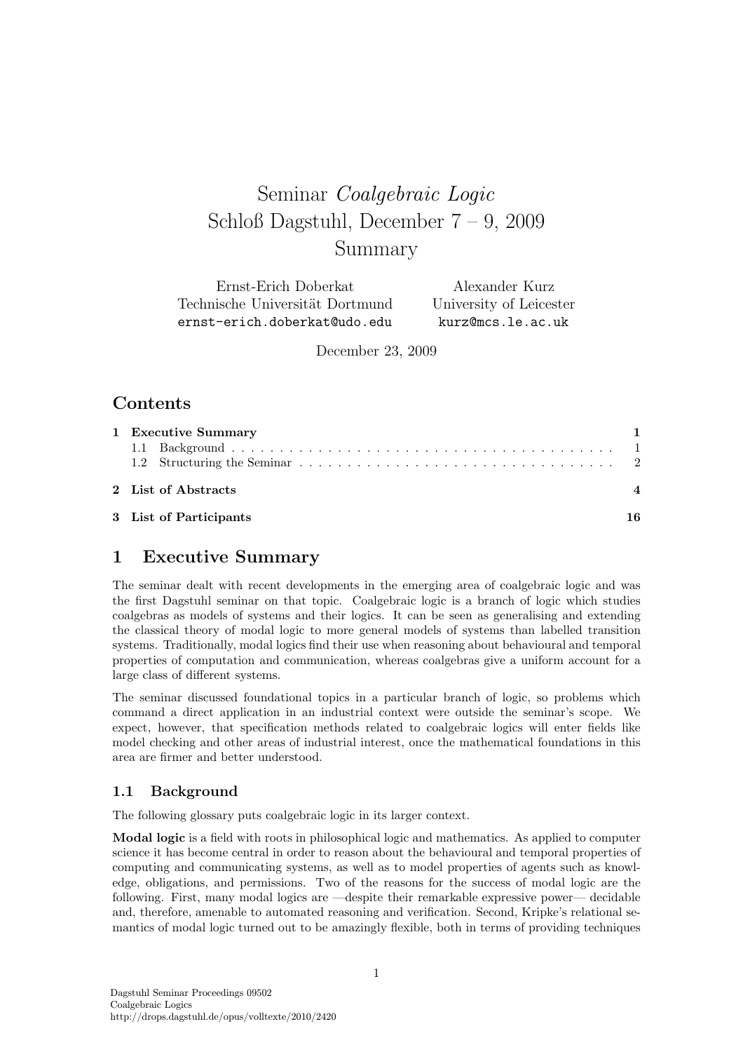# Seminar *Coalgebraic Logic*
# Schloß Dagstuhl, December 7 – 9, 2009
# Summary

| Ernst-Erich Doberkat | Alexander Kurz |
| --- | --- |
| Technische Universität Dortmund | University of Leicester |
| `ernst-erich.doberkat@udo.edu` | `kurz@mcs.le.ac.uk` |

December 23, 2009

## Contents

- **1 Executive Summary** — 1
  - 1.1 Background — 1
  - 1.2 Structuring the Seminar — 2
- **2 List of Abstracts** — 4
- **3 List of Participants** — 16

## 1 Executive Summary

The seminar dealt with recent developments in the emerging area of coalgebraic logic and was the first Dagstuhl seminar on that topic. Coalgebraic logic is a branch of logic which studies coalgebras as models of systems and their logics. It can be seen as generalising and extending the classical theory of modal logic to more general models of systems than labelled transition systems. Traditionally, modal logics find their use when reasoning about behavioural and temporal properties of computation and communication, whereas coalgebras give a uniform account for a large class of different systems.

The seminar discussed foundational topics in a particular branch of logic, so problems which command a direct application in an industrial context were outside the seminar's scope. We expect, however, that specification methods related to coalgebraic logics will enter fields like model checking and other areas of industrial interest, once the mathematical foundations in this area are firmer and better understood.

### 1.1 Background

The following glossary puts coalgebraic logic in its larger context.

**Modal logic** is a field with roots in philosophical logic and mathematics. As applied to computer science it has become central in order to reason about the behavioural and temporal properties of computing and communicating systems, as well as to model properties of agents such as knowledge, obligations, and permissions. Two of the reasons for the success of modal logic are the following. First, many modal logics are —despite their remarkable expressive power— decidable and, therefore, amenable to automated reasoning and verification. Second, Kripke's relational semantics of modal logic turned out to be amazingly flexible, both in terms of providing techniques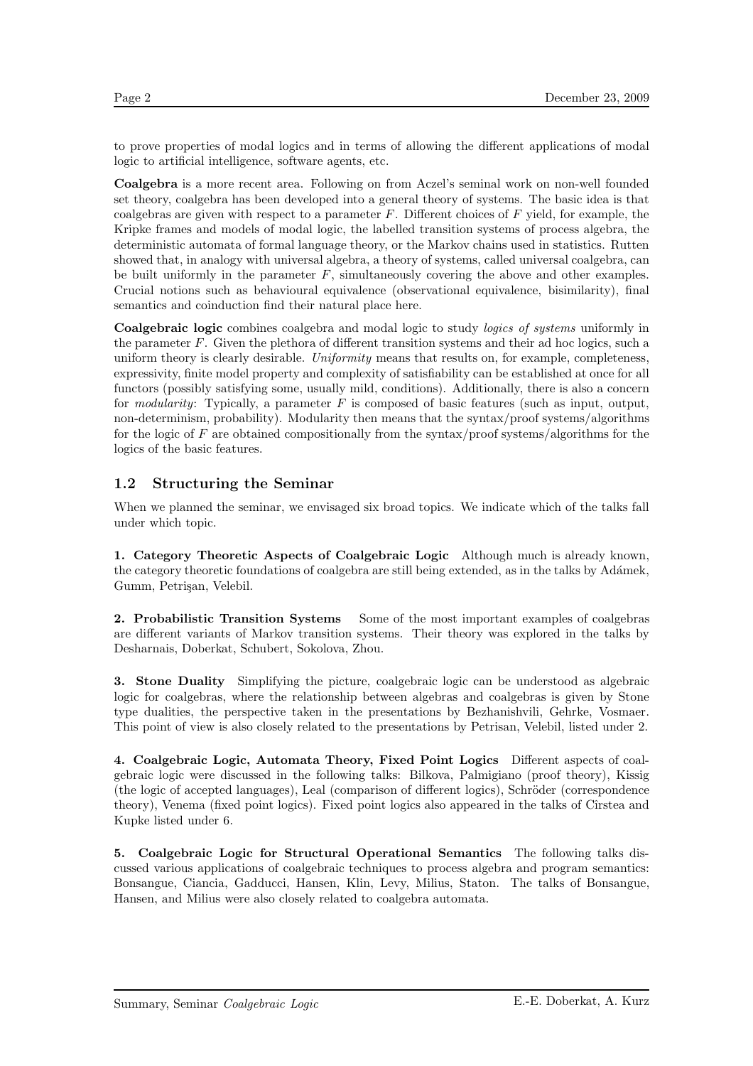to prove properties of modal logics and in terms of allowing the different applications of modal logic to artificial intelligence, software agents, etc.

**Coalgebra** is a more recent area. Following on from Aczel's seminal work on non-well founded set theory, coalgebra has been developed into a general theory of systems. The basic idea is that coalgebras are given with respect to a parameter $F$. Different choices of $F$ yield, for example, the Kripke frames and models of modal logic, the labelled transition systems of process algebra, the deterministic automata of formal language theory, or the Markov chains used in statistics. Rutten showed that, in analogy with universal algebra, a theory of systems, called universal coalgebra, can be built uniformly in the parameter $F$, simultaneously covering the above and other examples. Crucial notions such as behavioural equivalence (observational equivalence, bisimilarity), final semantics and coinduction find their natural place here.

**Coalgebraic logic** combines coalgebra and modal logic to study *logics of systems* uniformly in the parameter $F$. Given the plethora of different transition systems and their ad hoc logics, such a uniform theory is clearly desirable. *Uniformity* means that results on, for example, completeness, expressivity, finite model property and complexity of satisfiability can be established at once for all functors (possibly satisfying some, usually mild, conditions). Additionally, there is also a concern for *modularity*: Typically, a parameter $F$ is composed of basic features (such as input, output, non-determinism, probability). Modularity then means that the syntax/proof systems/algorithms for the logic of $F$ are obtained compositionally from the syntax/proof systems/algorithms for the logics of the basic features.

## 1.2 Structuring the Seminar

When we planned the seminar, we envisaged six broad topics. We indicate which of the talks fall under which topic.

**1. Category Theoretic Aspects of Coalgebraic Logic** Although much is already known, the category theoretic foundations of coalgebra are still being extended, as in the talks by Adámek, Gumm, Petrişan, Velebil.

**2. Probabilistic Transition Systems** Some of the most important examples of coalgebras are different variants of Markov transition systems. Their theory was explored in the talks by Desharnais, Doberkat, Schubert, Sokolova, Zhou.

**3. Stone Duality** Simplifying the picture, coalgebraic logic can be understood as algebraic logic for coalgebras, where the relationship between algebras and coalgebras is given by Stone type dualities, the perspective taken in the presentations by Bezhanishvili, Gehrke, Vosmaer. This point of view is also closely related to the presentations by Petrisan, Velebil, listed under 2.

**4. Coalgebraic Logic, Automata Theory, Fixed Point Logics** Different aspects of coalgebraic logic were discussed in the following talks: Bilkova, Palmigiano (proof theory), Kissig (the logic of accepted languages), Leal (comparison of different logics), Schröder (correspondence theory), Venema (fixed point logics). Fixed point logics also appeared in the talks of Cîrstea and Kupke listed under 6.

**5. Coalgebraic Logic for Structural Operational Semantics** The following talks discussed various applications of coalgebraic techniques to process algebra and program semantics: Bonsangue, Ciancia, Gadducci, Hansen, Klin, Levy, Milius, Staton. The talks of Bonsangue, Hansen, and Milius were also closely related to coalgebra automata.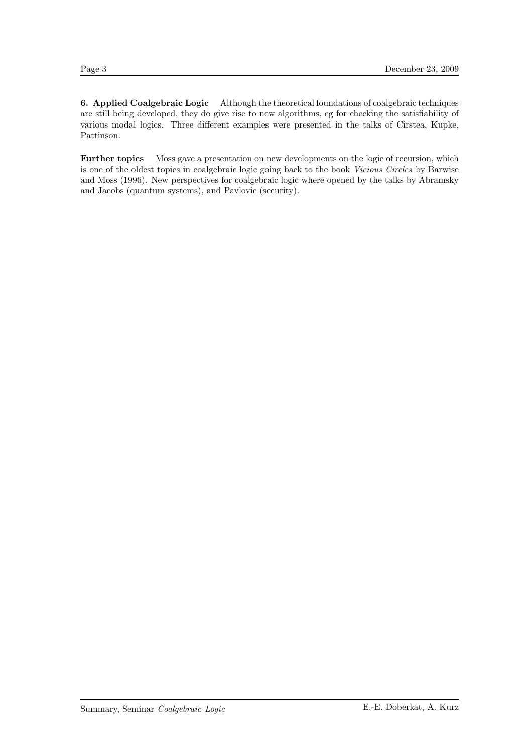**6. Applied Coalgebraic Logic** Although the theoretical foundations of coalgebraic techniques are still being developed, they do give rise to new algorithms, eg for checking the satisfiability of various modal logics. Three different examples were presented in the talks of Cîrstea, Kupke, Pattinson.

**Further topics** Moss gave a presentation on new developments on the logic of recursion, which is one of the oldest topics in coalgebraic logic going back to the book *Vicious Circles* by Barwise and Moss (1996). New perspectives for coalgebraic logic where opened by the talks by Abramsky and Jacobs (quantum systems), and Pavlovic (security).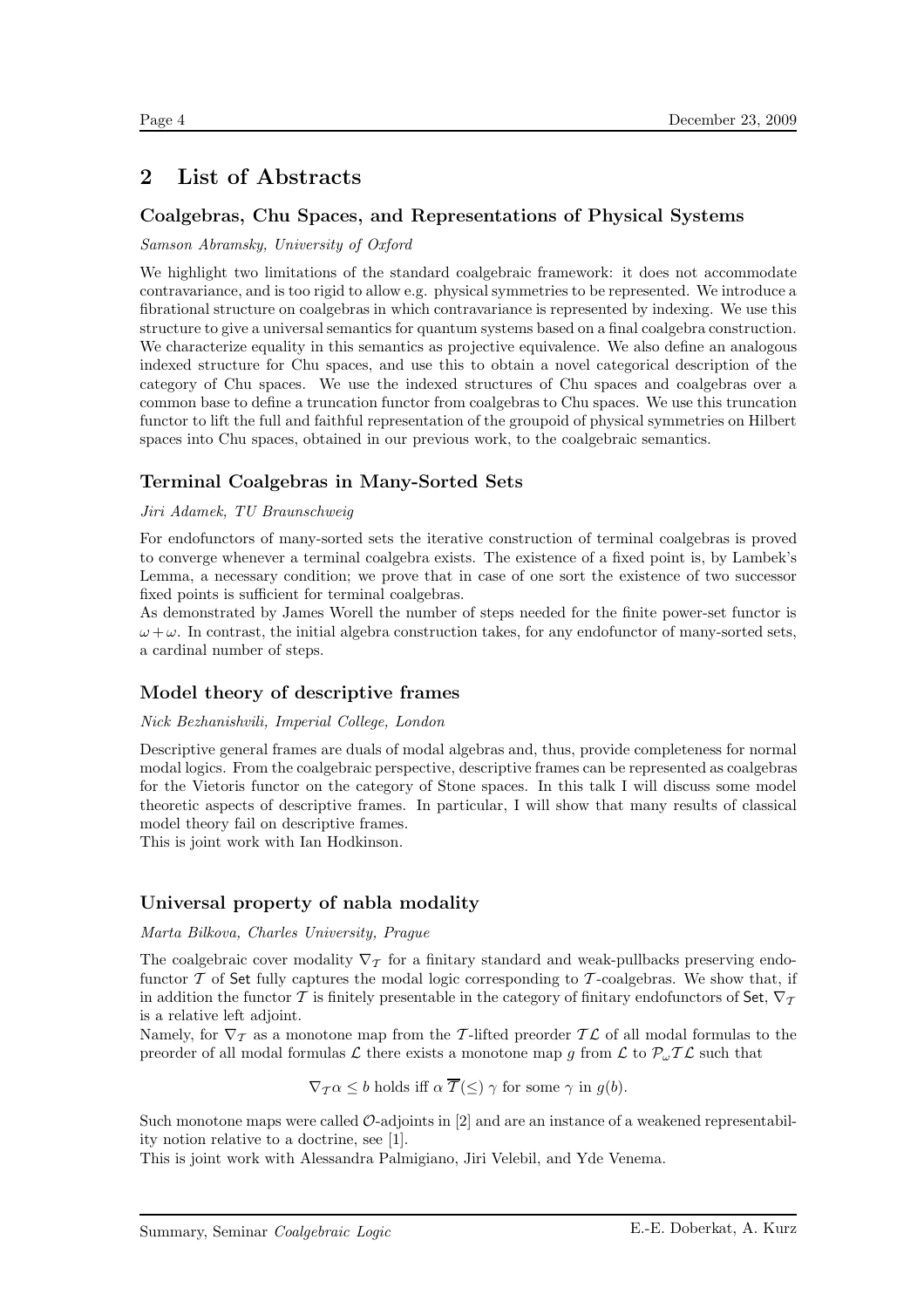## 2 List of Abstracts

### Coalgebras, Chu Spaces, and Representations of Physical Systems

*Samson Abramsky, University of Oxford*

We highlight two limitations of the standard coalgebraic framework: it does not accommodate contravariance, and is too rigid to allow e.g. physical symmetries to be represented. We introduce a fibrational structure on coalgebras in which contravariance is represented by indexing. We use this structure to give a universal semantics for quantum systems based on a final coalgebra construction. We characterize equality in this semantics as projective equivalence. We also define an analogous indexed structure for Chu spaces, and use this to obtain a novel categorical description of the category of Chu spaces. We use the indexed structures of Chu spaces and coalgebras over a common base to define a truncation functor from coalgebras to Chu spaces. We use this truncation functor to lift the full and faithful representation of the groupoid of physical symmetries on Hilbert spaces into Chu spaces, obtained in our previous work, to the coalgebraic semantics.

### Terminal Coalgebras in Many-Sorted Sets

*Jiri Adamek, TU Braunschweig*

For endofunctors of many-sorted sets the iterative construction of terminal coalgebras is proved to converge whenever a terminal coalgebra exists. The existence of a fixed point is, by Lambek's Lemma, a necessary condition; we prove that in case of one sort the existence of two successor fixed points is sufficient for terminal coalgebras.
As demonstrated by James Worell the number of steps needed for the finite power-set functor is $\omega + \omega$. In contrast, the initial algebra construction takes, for any endofunctor of many-sorted sets, a cardinal number of steps.

### Model theory of descriptive frames

*Nick Bezhanishvili, Imperial College, London*

Descriptive general frames are duals of modal algebras and, thus, provide completeness for normal modal logics. From the coalgebraic perspective, descriptive frames can be represented as coalgebras for the Vietoris functor on the category of Stone spaces. In this talk I will discuss some model theoretic aspects of descriptive frames. In particular, I will show that many results of classical model theory fail on descriptive frames.
This is joint work with Ian Hodkinson.

### Universal property of nabla modality

*Marta Bilkova, Charles University, Prague*

The coalgebraic cover modality $\nabla_{\mathcal{T}}$ for a finitary standard and weak-pullbacks preserving endofunctor $\mathcal{T}$ of $\mathsf{Set}$ fully captures the modal logic corresponding to $\mathcal{T}$-coalgebras. We show that, if in addition the functor $\mathcal{T}$ is finitely presentable in the category of finitary endofunctors of $\mathsf{Set}$, $\nabla_{\mathcal{T}}$ is a relative left adjoint.
Namely, for $\nabla_{\mathcal{T}}$ as a monotone map from the $\mathcal{T}$-lifted preorder $\mathcal{T}\mathcal{L}$ of all modal formulas to the preorder of all modal formulas $\mathcal{L}$ there exists a monotone map $g$ from $\mathcal{L}$ to $\mathcal{P}_\omega \mathcal{T}\mathcal{L}$ such that

$$\nabla_{\mathcal{T}} \alpha \leq b \text{ holds iff } \alpha \ \overline{\mathcal{T}}(\leq) \ \gamma \text{ for some } \gamma \text{ in } g(b).$$

Such monotone maps were called $\mathcal{O}$-adjoints in [2] and are an instance of a weakened representability notion relative to a doctrine, see [1].
This is joint work with Alessandra Palmigiano, Jiri Velebil, and Yde Venema.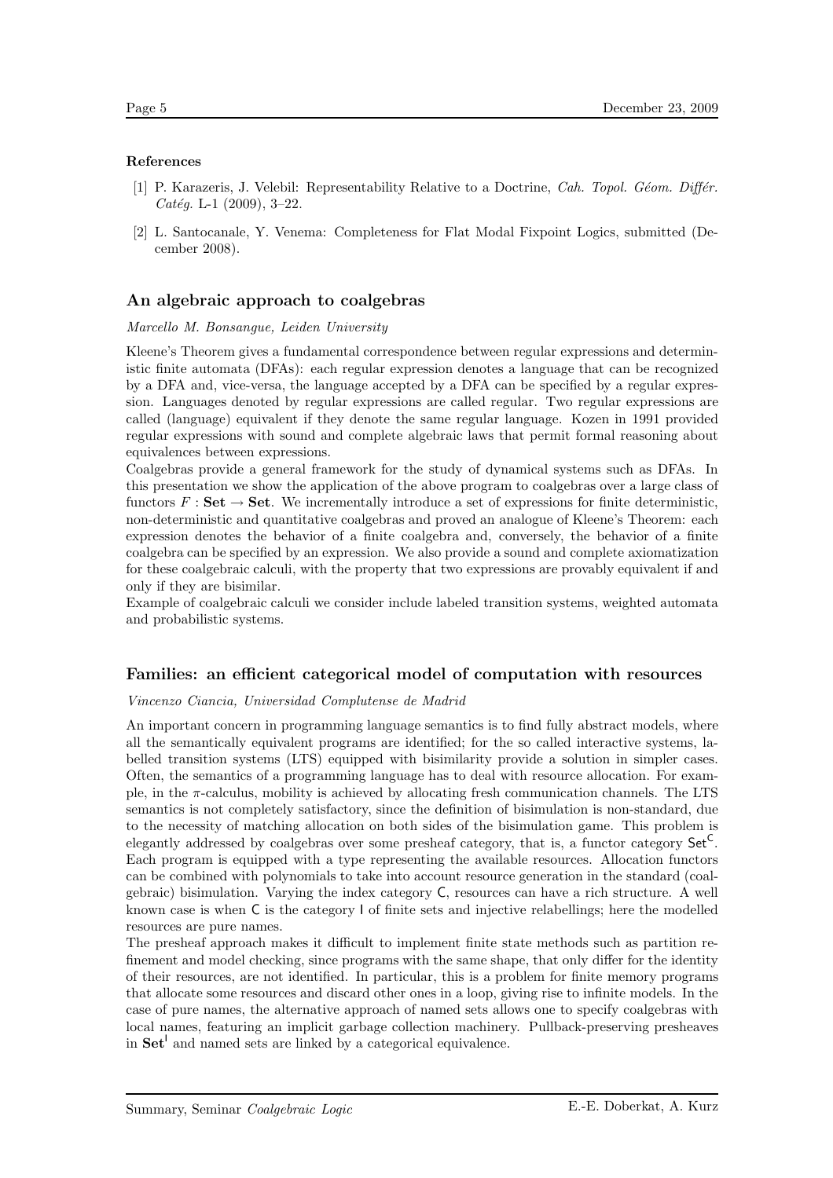### References

[1] P. Karazeris, J. Velebil: Representability Relative to a Doctrine, *Cah. Topol. Géom. Différ. Catég.* L-1 (2009), 3–22.

[2] L. Santocanale, Y. Venema: Completeness for Flat Modal Fixpoint Logics, submitted (December 2008).

## An algebraic approach to coalgebras

*Marcello M. Bonsangue, Leiden University*

Kleene's Theorem gives a fundamental correspondence between regular expressions and deterministic finite automata (DFAs): each regular expression denotes a language that can be recognized by a DFA and, vice-versa, the language accepted by a DFA can be specified by a regular expression. Languages denoted by regular expressions are called regular. Two regular expressions are called (language) equivalent if they denote the same regular language. Kozen in 1991 provided regular expressions with sound and complete algebraic laws that permit formal reasoning about equivalences between expressions.

Coalgebras provide a general framework for the study of dynamical systems such as DFAs. In this presentation we show the application of the above program to coalgebras over a large class of functors $F : \mathbf{Set} \to \mathbf{Set}$. We incrementally introduce a set of expressions for finite deterministic, non-deterministic and quantitative coalgebras and proved an analogue of Kleene's Theorem: each expression denotes the behavior of a finite coalgebra and, conversely, the behavior of a finite coalgebra can be specified by an expression. We also provide a sound and complete axiomatization for these coalgebraic calculi, with the property that two expressions are provably equivalent if and only if they are bisimilar.

Example of coalgebraic calculi we consider include labeled transition systems, weighted automata and probabilistic systems.

## Families: an efficient categorical model of computation with resources

*Vincenzo Ciancia, Universidad Complutense de Madrid*

An important concern in programming language semantics is to find fully abstract models, where all the semantically equivalent programs are identified; for the so called interactive systems, labelled transition systems (LTS) equipped with bisimilarity provide a solution in simpler cases. Often, the semantics of a programming language has to deal with resource allocation. For example, in the $\pi$-calculus, mobility is achieved by allocating fresh communication channels. The LTS semantics is not completely satisfactory, since the definition of bisimulation is non-standard, due to the necessity of matching allocation on both sides of the bisimulation game. This problem is elegantly addressed by coalgebras over some presheaf category, that is, a functor category $\mathsf{Set}^{\mathsf{C}}$. Each program is equipped with a type representing the available resources. Allocation functors can be combined with polynomials to take into account resource generation in the standard (coalgebraic) bisimulation. Varying the index category $\mathsf{C}$, resources can have a rich structure. A well known case is when $\mathsf{C}$ is the category $\mathsf{I}$ of finite sets and injective relabellings; here the modelled resources are pure names.

The presheaf approach makes it difficult to implement finite state methods such as partition refinement and model checking, since programs with the same shape, that only differ for the identity of their resources, are not identified. In particular, this is a problem for finite memory programs that allocate some resources and discard other ones in a loop, giving rise to infinite models. In the case of pure names, the alternative approach of named sets allows one to specify coalgebras with local names, featuring an implicit garbage collection machinery. Pullback-preserving presheaves in $\mathbf{Set}^{\mathsf{I}}$ and named sets are linked by a categorical equivalence.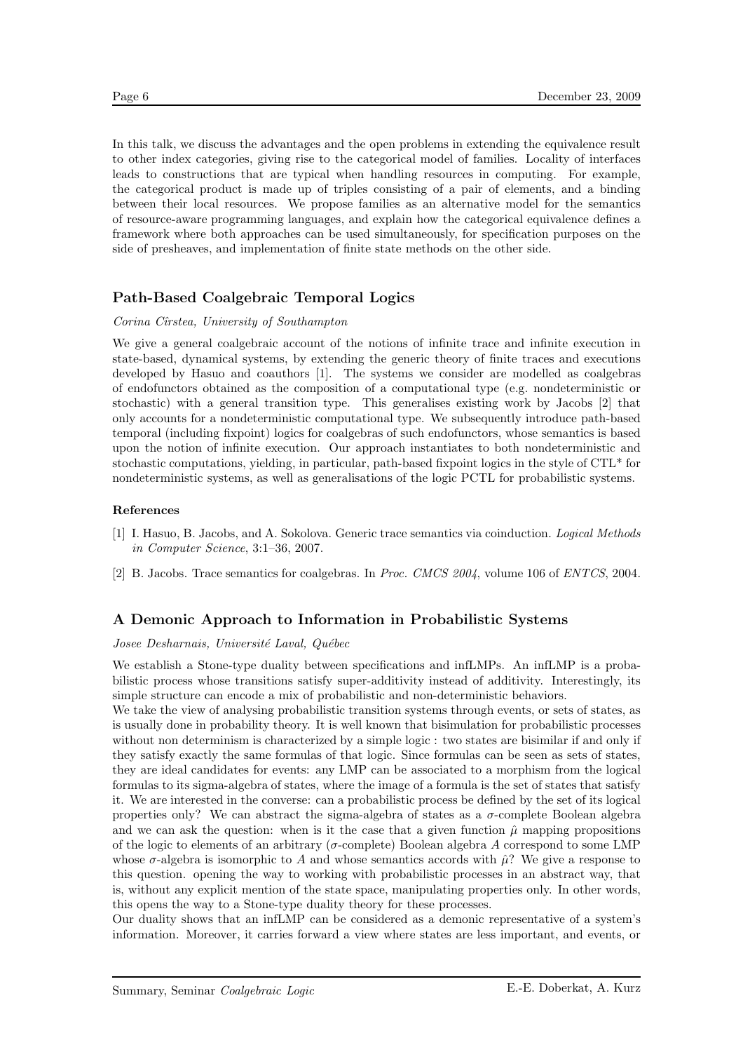In this talk, we discuss the advantages and the open problems in extending the equivalence result to other index categories, giving rise to the categorical model of families. Locality of interfaces leads to constructions that are typical when handling resources in computing. For example, the categorical product is made up of triples consisting of a pair of elements, and a binding between their local resources. We propose families as an alternative model for the semantics of resource-aware programming languages, and explain how the categorical equivalence defines a framework where both approaches can be used simultaneously, for specification purposes on the side of presheaves, and implementation of finite state methods on the other side.

## Path-Based Coalgebraic Temporal Logics

*Corina Cîrstea, University of Southampton*

We give a general coalgebraic account of the notions of infinite trace and infinite execution in state-based, dynamical systems, by extending the generic theory of finite traces and executions developed by Hasuo and coauthors [1]. The systems we consider are modelled as coalgebras of endofunctors obtained as the composition of a computational type (e.g. nondeterministic or stochastic) with a general transition type. This generalises existing work by Jacobs [2] that only accounts for a nondeterministic computational type. We subsequently introduce path-based temporal (including fixpoint) logics for coalgebras of such endofunctors, whose semantics is based upon the notion of infinite execution. Our approach instantiates to both nondeterministic and stochastic computations, yielding, in particular, path-based fixpoint logics in the style of CTL* for nondeterministic systems, as well as generalisations of the logic PCTL for probabilistic systems.

### References

[1] I. Hasuo, B. Jacobs, and A. Sokolova. Generic trace semantics via coinduction. *Logical Methods in Computer Science*, 3:1–36, 2007.

[2] B. Jacobs. Trace semantics for coalgebras. In *Proc. CMCS 2004*, volume 106 of *ENTCS*, 2004.

## A Demonic Approach to Information in Probabilistic Systems

*Josee Desharnais, Université Laval, Québec*

We establish a Stone-type duality between specifications and infLMPs. An infLMP is a probabilistic process whose transitions satisfy super-additivity instead of additivity. Interestingly, its simple structure can encode a mix of probabilistic and non-deterministic behaviors.

We take the view of analysing probabilistic transition systems through events, or sets of states, as is usually done in probability theory. It is well known that bisimulation for probabilistic processes without non determinism is characterized by a simple logic : two states are bisimilar if and only if they satisfy exactly the same formulas of that logic. Since formulas can be seen as sets of states, they are ideal candidates for events: any LMP can be associated to a morphism from the logical formulas to its sigma-algebra of states, where the image of a formula is the set of states that satisfy it. We are interested in the converse: can a probabilistic process be defined by the set of its logical properties only? We can abstract the sigma-algebra of states as a $\sigma$-complete Boolean algebra and we can ask the question: when is it the case that a given function $\hat{\mu}$ mapping propositions of the logic to elements of an arbitrary ($\sigma$-complete) Boolean algebra $A$ correspond to some LMP whose $\sigma$-algebra is isomorphic to $A$ and whose semantics accords with $\hat{\mu}$? We give a response to this question. opening the way to working with probabilistic processes in an abstract way, that is, without any explicit mention of the state space, manipulating properties only. In other words, this opens the way to a Stone-type duality theory for these processes.

Our duality shows that an infLMP can be considered as a demonic representative of a system's information. Moreover, it carries forward a view where states are less important, and events, or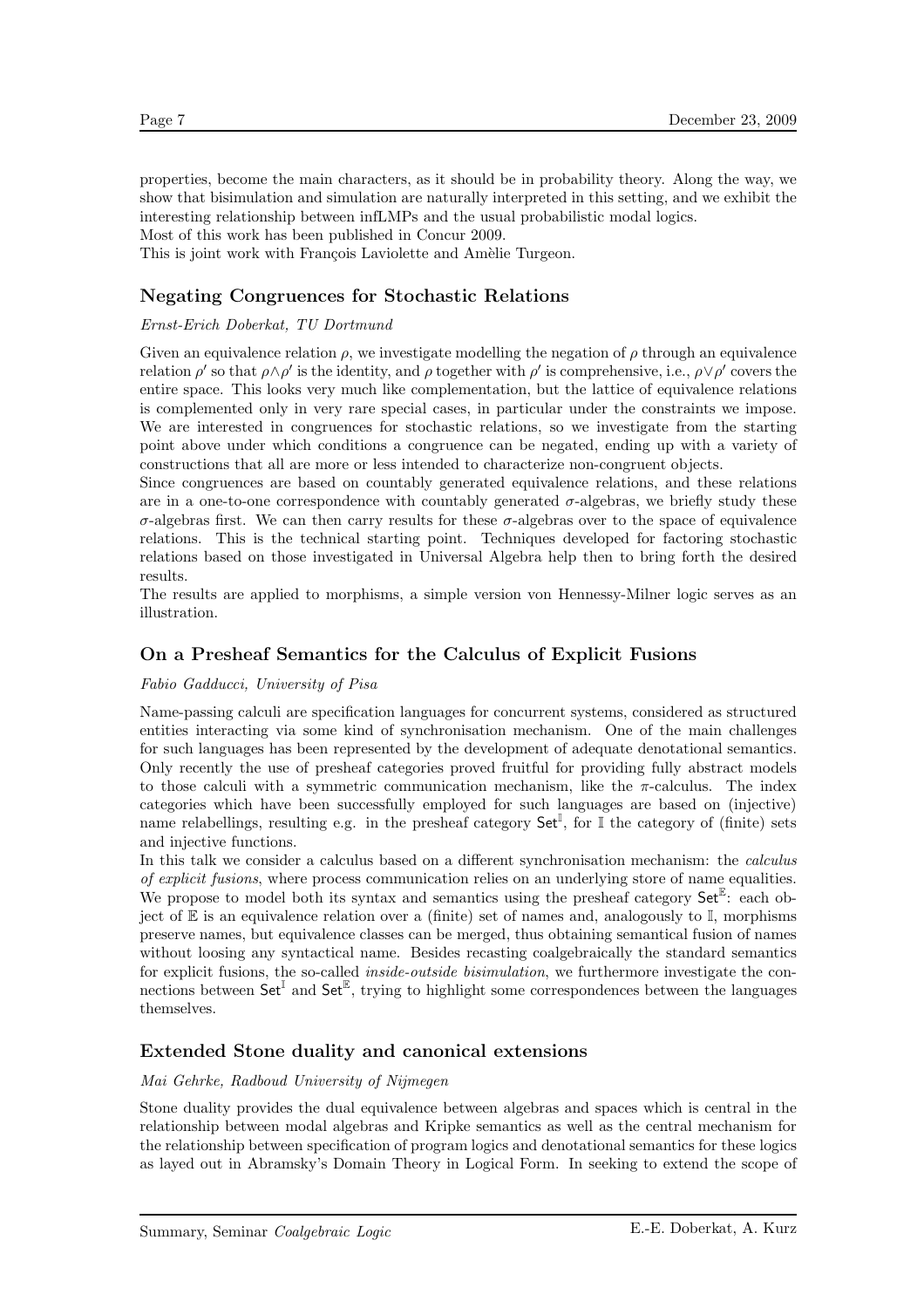properties, become the main characters, as it should be in probability theory. Along the way, we show that bisimulation and simulation are naturally interpreted in this setting, and we exhibit the interesting relationship between infLMPs and the usual probabilistic modal logics.
Most of this work has been published in Concur 2009.
This is joint work with François Laviolette and Amèlie Turgeon.

### Negating Congruences for Stochastic Relations

*Ernst-Erich Doberkat, TU Dortmund*

Given an equivalence relation $\rho$, we investigate modelling the negation of $\rho$ through an equivalence relation $\rho'$ so that $\rho \wedge \rho'$ is the identity, and $\rho$ together with $\rho'$ is comprehensive, i.e., $\rho \vee \rho'$ covers the entire space. This looks very much like complementation, but the lattice of equivalence relations is complemented only in very rare special cases, in particular under the constraints we impose. We are interested in congruences for stochastic relations, so we investigate from the starting point above under which conditions a congruence can be negated, ending up with a variety of constructions that all are more or less intended to characterize non-congruent objects.
Since congruences are based on countably generated equivalence relations, and these relations are in a one-to-one correspondence with countably generated $\sigma$-algebras, we briefly study these $\sigma$-algebras first. We can then carry results for these $\sigma$-algebras over to the space of equivalence relations. This is the technical starting point. Techniques developed for factoring stochastic relations based on those investigated in Universal Algebra help then to bring forth the desired results.
The results are applied to morphisms, a simple version von Hennessy-Milner logic serves as an illustration.

### On a Presheaf Semantics for the Calculus of Explicit Fusions

*Fabio Gadducci, University of Pisa*

Name-passing calculi are specification languages for concurrent systems, considered as structured entities interacting via some kind of synchronisation mechanism. One of the main challenges for such languages has been represented by the development of adequate denotational semantics. Only recently the use of presheaf categories proved fruitful for providing fully abstract models to those calculi with a symmetric communication mechanism, like the $\pi$-calculus. The index categories which have been successfully employed for such languages are based on (injective) name relabellings, resulting e.g. in the presheaf category $\mathsf{Set}^{\mathbb{I}}$, for $\mathbb{I}$ the category of (finite) sets and injective functions.
In this talk we consider a calculus based on a different synchronisation mechanism: the *calculus of explicit fusions*, where process communication relies on an underlying store of name equalities. We propose to model both its syntax and semantics using the presheaf category $\mathsf{Set}^{\mathbb{E}}$: each object of $\mathbb{E}$ is an equivalence relation over a (finite) set of names and, analogously to $\mathbb{I}$, morphisms preserve names, but equivalence classes can be merged, thus obtaining semantical fusion of names without loosing any syntactical name. Besides recasting coalgebraically the standard semantics for explicit fusions, the so-called *inside-outside bisimulation*, we furthermore investigate the connections between $\mathsf{Set}^{\mathbb{I}}$ and $\mathsf{Set}^{\mathbb{E}}$, trying to highlight some correspondences between the languages themselves.

### Extended Stone duality and canonical extensions

*Mai Gehrke, Radboud University of Nijmegen*

Stone duality provides the dual equivalence between algebras and spaces which is central in the relationship between modal algebras and Kripke semantics as well as the central mechanism for the relationship between specification of program logics and denotational semantics for these logics as layed out in Abramsky's Domain Theory in Logical Form. In seeking to extend the scope of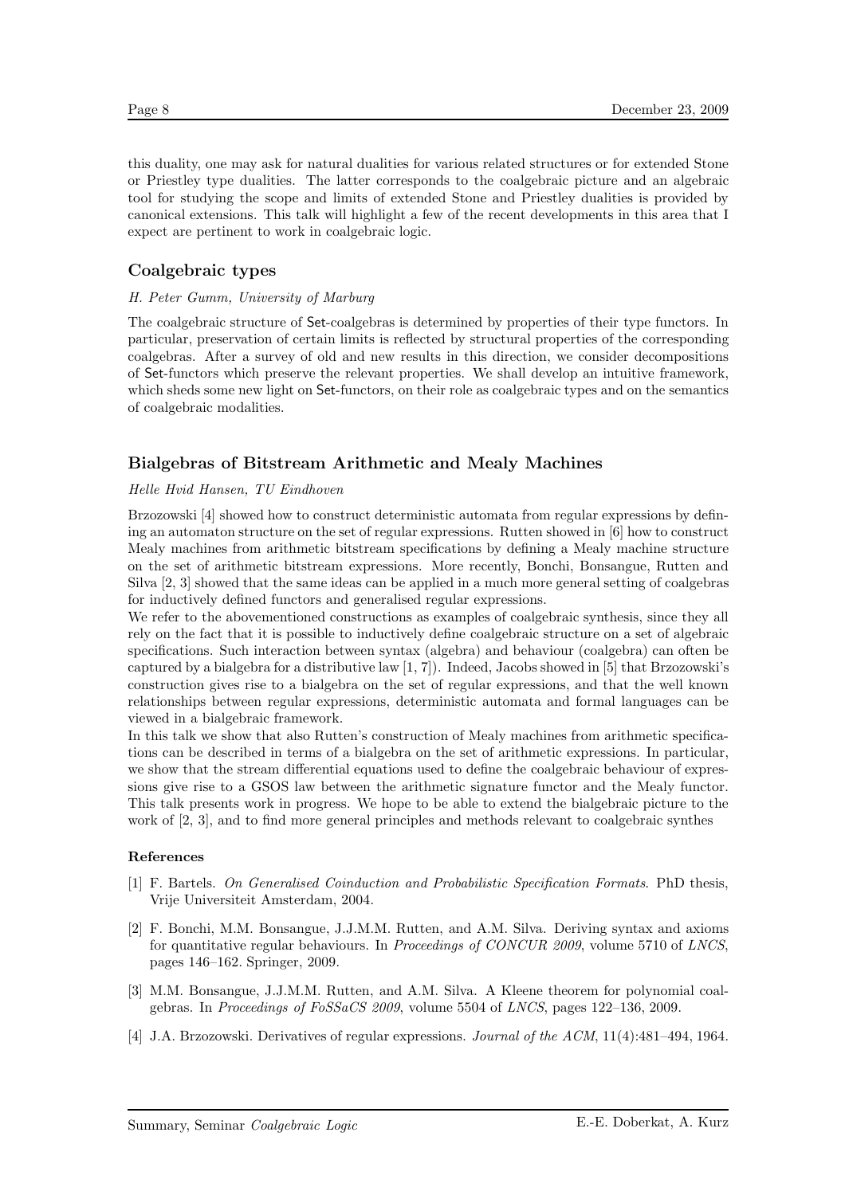this duality, one may ask for natural dualities for various related structures or for extended Stone or Priestley type dualities. The latter corresponds to the coalgebraic picture and an algebraic tool for studying the scope and limits of extended Stone and Priestley dualities is provided by canonical extensions. This talk will highlight a few of the recent developments in this area that I expect are pertinent to work in coalgebraic logic.

## Coalgebraic types

*H. Peter Gumm, University of Marburg*

The coalgebraic structure of Set-coalgebras is determined by properties of their type functors. In particular, preservation of certain limits is reflected by structural properties of the corresponding coalgebras. After a survey of old and new results in this direction, we consider decompositions of Set-functors which preserve the relevant properties. We shall develop an intuitive framework, which sheds some new light on Set-functors, on their role as coalgebraic types and on the semantics of coalgebraic modalities.

## Bialgebras of Bitstream Arithmetic and Mealy Machines

*Helle Hvid Hansen, TU Eindhoven*

Brzozowski [4] showed how to construct deterministic automata from regular expressions by defining an automaton structure on the set of regular expressions. Rutten showed in [6] how to construct Mealy machines from arithmetic bitstream specifications by defining a Mealy machine structure on the set of arithmetic bitstream expressions. More recently, Bonchi, Bonsangue, Rutten and Silva [2, 3] showed that the same ideas can be applied in a much more general setting of coalgebras for inductively defined functors and generalised regular expressions.

We refer to the abovementioned constructions as examples of coalgebraic synthesis, since they all rely on the fact that it is possible to inductively define coalgebraic structure on a set of algebraic specifications. Such interaction between syntax (algebra) and behaviour (coalgebra) can often be captured by a bialgebra for a distributive law [1, 7]). Indeed, Jacobs showed in [5] that Brzozowski's construction gives rise to a bialgebra on the set of regular expressions, and that the well known relationships between regular expressions, deterministic automata and formal languages can be viewed in a bialgebraic framework.

In this talk we show that also Rutten's construction of Mealy machines from arithmetic specifications can be described in terms of a bialgebra on the set of arithmetic expressions. In particular, we show that the stream differential equations used to define the coalgebraic behaviour of expressions give rise to a GSOS law between the arithmetic signature functor and the Mealy functor. This talk presents work in progress. We hope to be able to extend the bialgebraic picture to the work of [2, 3], and to find more general principles and methods relevant to coalgebraic synthes

### References

[1] F. Bartels. *On Generalised Coinduction and Probabilistic Specification Formats*. PhD thesis, Vrije Universiteit Amsterdam, 2004.

[2] F. Bonchi, M.M. Bonsangue, J.J.M.M. Rutten, and A.M. Silva. Deriving syntax and axioms for quantitative regular behaviours. In *Proceedings of CONCUR 2009*, volume 5710 of *LNCS*, pages 146–162. Springer, 2009.

[3] M.M. Bonsangue, J.J.M.M. Rutten, and A.M. Silva. A Kleene theorem for polynomial coalgebras. In *Proceedings of FoSSaCS 2009*, volume 5504 of *LNCS*, pages 122–136, 2009.

[4] J.A. Brzozowski. Derivatives of regular expressions. *Journal of the ACM*, 11(4):481–494, 1964.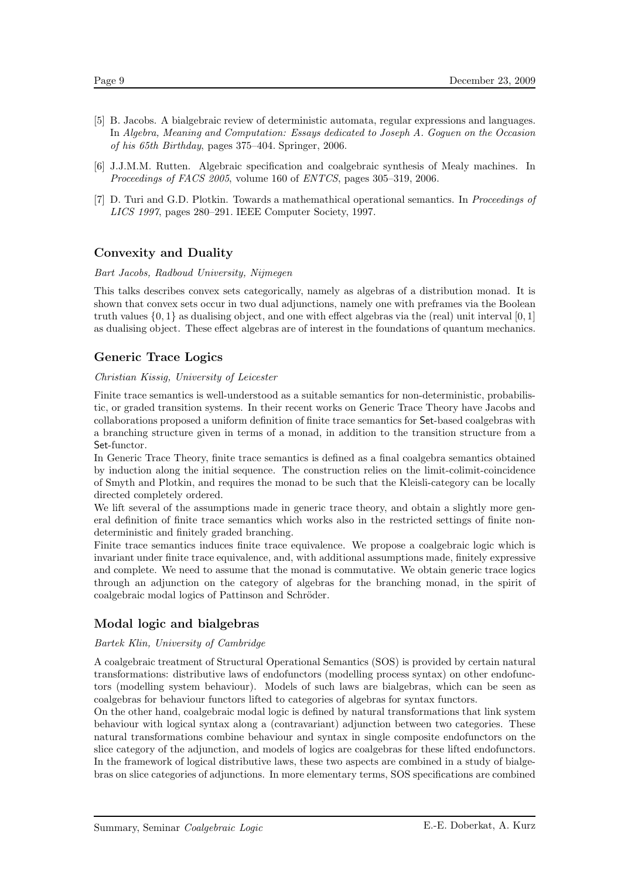[5] B. Jacobs. A bialgebraic review of deterministic automata, regular expressions and languages. In *Algebra, Meaning and Computation: Essays dedicated to Joseph A. Goguen on the Occasion of his 65th Birthday*, pages 375–404. Springer, 2006.

[6] J.J.M.M. Rutten. Algebraic specification and coalgebraic synthesis of Mealy machines. In *Proceedings of FACS 2005*, volume 160 of *ENTCS*, pages 305–319, 2006.

[7] D. Turi and G.D. Plotkin. Towards a mathematical operational semantics. In *Proceedings of LICS 1997*, pages 280–291. IEEE Computer Society, 1997.

## Convexity and Duality

*Bart Jacobs, Radboud University, Nijmegen*

This talks describes convex sets categorically, namely as algebras of a distribution monad. It is shown that convex sets occur in two dual adjunctions, namely one with preframes via the Boolean truth values $\{0, 1\}$ as dualising object, and one with effect algebras via the (real) unit interval $[0, 1]$ as dualising object. These effect algebras are of interest in the foundations of quantum mechanics.

## Generic Trace Logics

*Christian Kissig, University of Leicester*

Finite trace semantics is well-understood as a suitable semantics for non-deterministic, probabilistic, or graded transition systems. In their recent works on Generic Trace Theory have Jacobs and collaborations proposed a uniform definition of finite trace semantics for Set-based coalgebras with a branching structure given in terms of a monad, in addition to the transition structure from a Set-functor.

In Generic Trace Theory, finite trace semantics is defined as a final coalgebra semantics obtained by induction along the initial sequence. The construction relies on the limit-colimit-coincidence of Smyth and Plotkin, and requires the monad to be such that the Kleisli-category can be locally directed completely ordered.

We lift several of the assumptions made in generic trace theory, and obtain a slightly more general definition of finite trace semantics which works also in the restricted settings of finite non-deterministic and finitely graded branching.

Finite trace semantics induces finite trace equivalence. We propose a coalgebraic logic which is invariant under finite trace equivalence, and, with additional assumptions made, finitely expressive and complete. We need to assume that the monad is commutative. We obtain generic trace logics through an adjunction on the category of algebras for the branching monad, in the spirit of coalgebraic modal logics of Pattinson and Schröder.

## Modal logic and bialgebras

*Bartek Klin, University of Cambridge*

A coalgebraic treatment of Structural Operational Semantics (SOS) is provided by certain natural transformations: distributive laws of endofunctors (modelling process syntax) on other endofunctors (modelling system behaviour). Models of such laws are bialgebras, which can be seen as coalgebras for behaviour functors lifted to categories of algebras for syntax functors.

On the other hand, coalgebraic modal logic is defined by natural transformations that link system behaviour with logical syntax along a (contravariant) adjunction between two categories. These natural transformations combine behaviour and syntax in single composite endofunctors on the slice category of the adjunction, and models of logics are coalgebras for these lifted endofunctors. In the framework of logical distributive laws, these two aspects are combined in a study of bialgebras on slice categories of adjunctions. In more elementary terms, SOS specifications are combined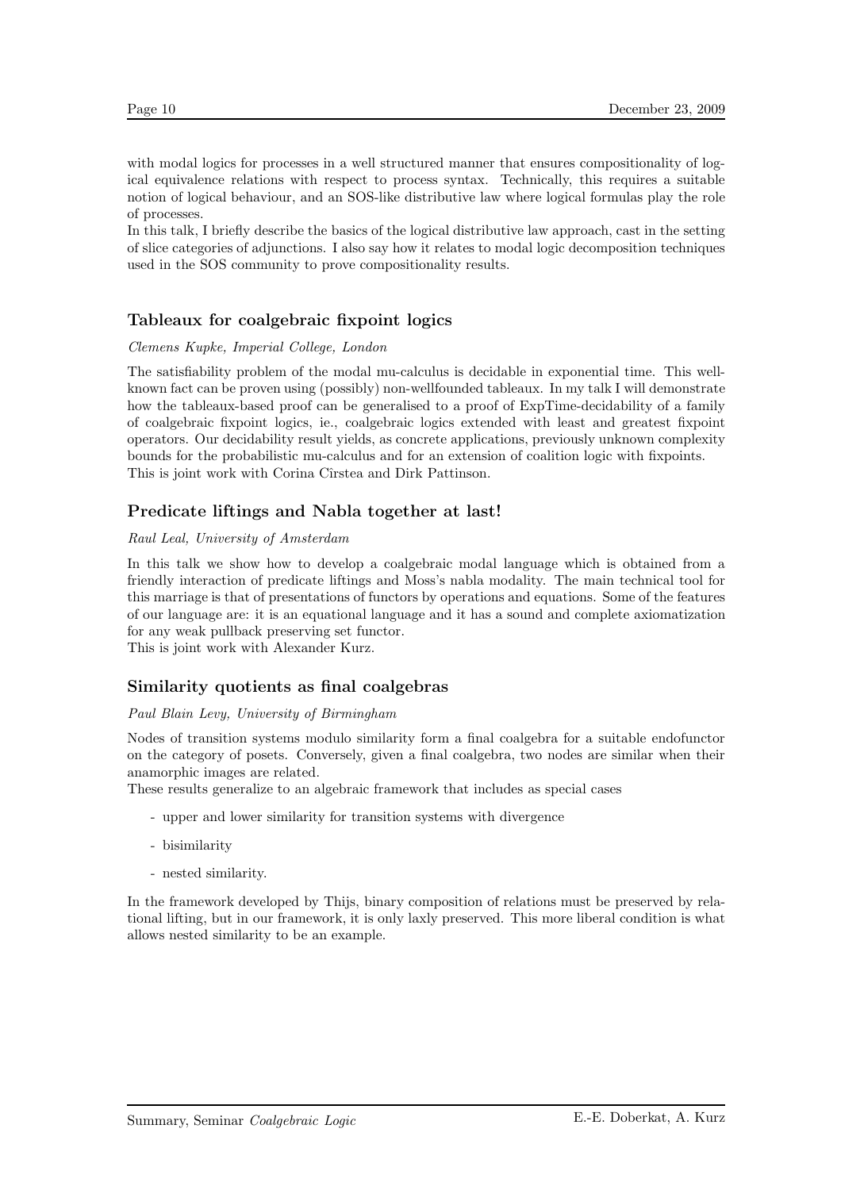with modal logics for processes in a well structured manner that ensures compositionality of logical equivalence relations with respect to process syntax. Technically, this requires a suitable notion of logical behaviour, and an SOS-like distributive law where logical formulas play the role of processes.

In this talk, I briefly describe the basics of the logical distributive law approach, cast in the setting of slice categories of adjunctions. I also say how it relates to modal logic decomposition techniques used in the SOS community to prove compositionality results.

### Tableaux for coalgebraic fixpoint logics

*Clemens Kupke, Imperial College, London*

The satisfiability problem of the modal mu-calculus is decidable in exponential time. This well-known fact can be proven using (possibly) non-wellfounded tableaux. In my talk I will demonstrate how the tableaux-based proof can be generalised to a proof of ExpTime-decidability of a family of coalgebraic fixpoint logics, ie., coalgebraic logics extended with least and greatest fixpoint operators. Our decidability result yields, as concrete applications, previously unknown complexity bounds for the probabilistic mu-calculus and for an extension of coalition logic with fixpoints.
This is joint work with Corina Cîrstea and Dirk Pattinson.

### Predicate liftings and Nabla together at last!

*Raul Leal, University of Amsterdam*

In this talk we show how to develop a coalgebraic modal language which is obtained from a friendly interaction of predicate liftings and Moss's nabla modality. The main technical tool for this marriage is that of presentations of functors by operations and equations. Some of the features of our language are: it is an equational language and it has a sound and complete axiomatization for any weak pullback preserving set functor.
This is joint work with Alexander Kurz.

### Similarity quotients as final coalgebras

*Paul Blain Levy, University of Birmingham*

Nodes of transition systems modulo similarity form a final coalgebra for a suitable endofunctor on the category of posets. Conversely, given a final coalgebra, two nodes are similar when their anamorphic images are related.

These results generalize to an algebraic framework that includes as special cases

- upper and lower similarity for transition systems with divergence
- bisimilarity
- nested similarity.

In the framework developed by Thijs, binary composition of relations must be preserved by relational lifting, but in our framework, it is only laxly preserved. This more liberal condition is what allows nested similarity to be an example.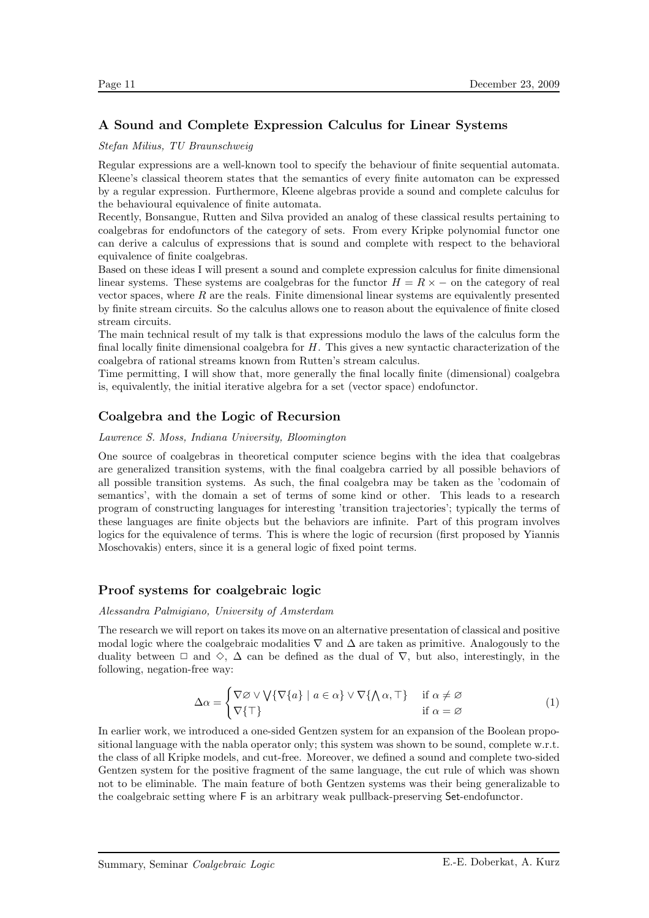### A Sound and Complete Expression Calculus for Linear Systems

*Stefan Milius, TU Braunschweig*

Regular expressions are a well-known tool to specify the behaviour of finite sequential automata. Kleene's classical theorem states that the semantics of every finite automaton can be expressed by a regular expression. Furthermore, Kleene algebras provide a sound and complete calculus for the behavioural equivalence of finite automata.

Recently, Bonsangue, Rutten and Silva provided an analog of these classical results pertaining to coalgebras for endofunctors of the category of sets. From every Kripke polynomial functor one can derive a calculus of expressions that is sound and complete with respect to the behavioral equivalence of finite coalgebras.

Based on these ideas I will present a sound and complete expression calculus for finite dimensional linear systems. These systems are coalgebras for the functor $H = R \times -$ on the category of real vector spaces, where $R$ are the reals. Finite dimensional linear systems are equivalently presented by finite stream circuits. So the calculus allows one to reason about the equivalence of finite closed stream circuits.

The main technical result of my talk is that expressions modulo the laws of the calculus form the final locally finite dimensional coalgebra for $H$. This gives a new syntactic characterization of the coalgebra of rational streams known from Rutten's stream calculus.

Time permitting, I will show that, more generally the final locally finite (dimensional) coalgebra is, equivalently, the initial iterative algebra for a set (vector space) endofunctor.

### Coalgebra and the Logic of Recursion

*Lawrence S. Moss, Indiana University, Bloomington*

One source of coalgebras in theoretical computer science begins with the idea that coalgebras are generalized transition systems, with the final coalgebra carried by all possible behaviors of all possible transition systems. As such, the final coalgebra may be taken as the 'codomain of semantics', with the domain a set of terms of some kind or other. This leads to a research program of constructing languages for interesting 'transition trajectories'; typically the terms of these languages are finite objects but the behaviors are infinite. Part of this program involves logics for the equivalence of terms. This is where the logic of recursion (first proposed by Yiannis Moschovakis) enters, since it is a general logic of fixed point terms.

### Proof systems for coalgebraic logic

*Alessandra Palmigiano, University of Amsterdam*

The research we will report on takes its move on an alternative presentation of classical and positive modal logic where the coalgebraic modalities $\nabla$ and $\Delta$ are taken as primitive. Analogously to the duality between $\Box$ and $\Diamond$, $\Delta$ can be defined as the dual of $\nabla$, but also, interestingly, in the following, negation-free way:

$$\Delta\alpha = \begin{cases} \nabla\varnothing \vee \bigvee\{\nabla\{a\} \mid a \in \alpha\} \vee \nabla\{\bigwedge\alpha, \top\} & \text{if } \alpha \neq \varnothing \\ \nabla\{\top\} & \text{if } \alpha = \varnothing \end{cases} \tag{1}$$

In earlier work, we introduced a one-sided Gentzen system for an expansion of the Boolean propositional language with the nabla operator only; this system was shown to be sound, complete w.r.t. the class of all Kripke models, and cut-free. Moreover, we defined a sound and complete two-sided Gentzen system for the positive fragment of the same language, the cut rule of which was shown not to be eliminable. The main feature of both Gentzen systems was their being generalizable to the coalgebraic setting where $\mathsf{F}$ is an arbitrary weak pullback-preserving $\mathsf{Set}$-endofunctor.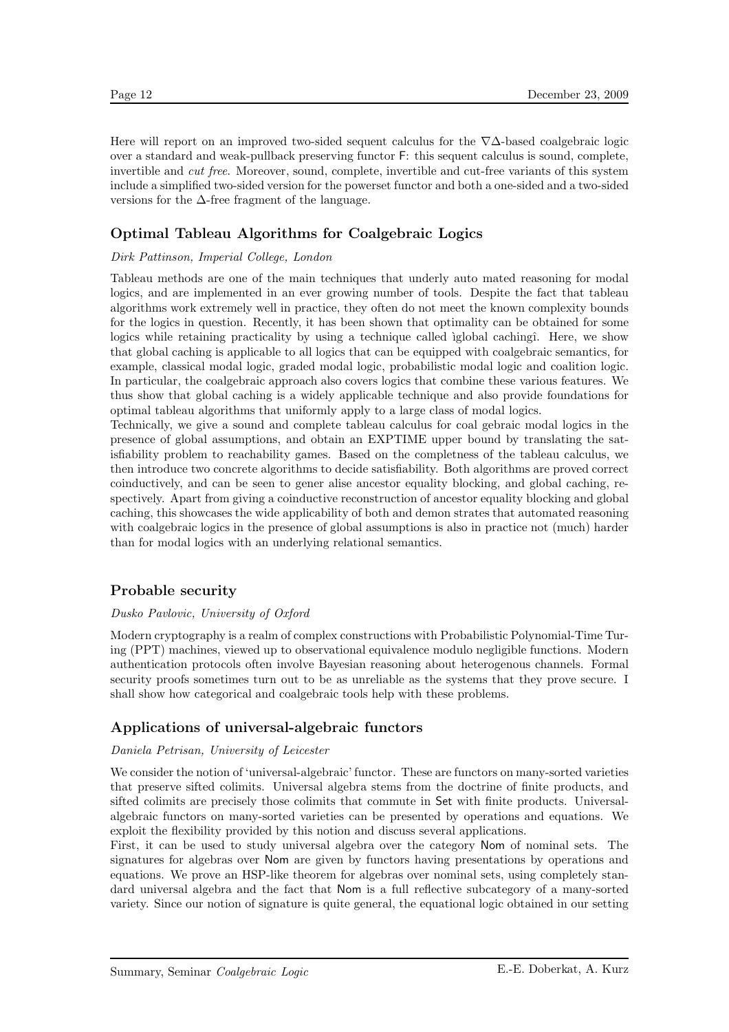Here will report on an improved two-sided sequent calculus for the $\nabla\Delta$-based coalgebraic logic over a standard and weak-pullback preserving functor $\mathsf{F}$: this sequent calculus is sound, complete, invertible and *cut free*. Moreover, sound, complete, invertible and cut-free variants of this system include a simplified two-sided version for the powerset functor and both a one-sided and a two-sided versions for the $\Delta$-free fragment of the language.

### Optimal Tableau Algorithms for Coalgebraic Logics

*Dirk Pattinson, Imperial College, London*

Tableau methods are one of the main techniques that underly auto mated reasoning for modal logics, and are implemented in an ever growing number of tools. Despite the fact that tableau algorithms work extremely well in practice, they often do not meet the known complexity bounds for the logics in question. Recently, it has been shown that optimality can be obtained for some logics while retaining practicality by using a technique called ìglobal cachingî. Here, we show that global caching is applicable to all logics that can be equipped with coalgebraic semantics, for example, classical modal logic, graded modal logic, probabilistic modal logic and coalition logic. In particular, the coalgebraic approach also covers logics that combine these various features. We thus show that global caching is a widely applicable technique and also provide foundations for optimal tableau algorithms that uniformly apply to a large class of modal logics.
Technically, we give a sound and complete tableau calculus for coal gebraic modal logics in the presence of global assumptions, and obtain an EXPTIME upper bound by translating the satisfiability problem to reachability games. Based on the completness of the tableau calculus, we then introduce two concrete algorithms to decide satisfiability. Both algorithms are proved correct coinductively, and can be seen to gener alise ancestor equality blocking, and global caching, respectively. Apart from giving a coinductive reconstruction of ancestor equality blocking and global caching, this showcases the wide applicability of both and demon strates that automated reasoning with coalgebraic logics in the presence of global assumptions is also in practice not (much) harder than for modal logics with an underlying relational semantics.

### Probable security

*Dusko Pavlovic, University of Oxford*

Modern cryptography is a realm of complex constructions with Probabilistic Polynomial-Time Turing (PPT) machines, viewed up to observational equivalence modulo negligible functions. Modern authentication protocols often involve Bayesian reasoning about heterogenous channels. Formal security proofs sometimes turn out to be as unreliable as the systems that they prove secure. I shall show how categorical and coalgebraic tools help with these problems.

### Applications of universal-algebraic functors

*Daniela Petrisan, University of Leicester*

We consider the notion of 'universal-algebraic' functor. These are functors on many-sorted varieties that preserve sifted colimits. Universal algebra stems from the doctrine of finite products, and sifted colimits are precisely those colimits that commute in $\mathsf{Set}$ with finite products. Universal-algebraic functors on many-sorted varieties can be presented by operations and equations. We exploit the flexibility provided by this notion and discuss several applications.
First, it can be used to study universal algebra over the category $\mathsf{Nom}$ of nominal sets. The signatures for algebras over $\mathsf{Nom}$ are given by functors having presentations by operations and equations. We prove an HSP-like theorem for algebras over nominal sets, using completely standard universal algebra and the fact that $\mathsf{Nom}$ is a full reflective subcategory of a many-sorted variety. Since our notion of signature is quite general, the equational logic obtained in our setting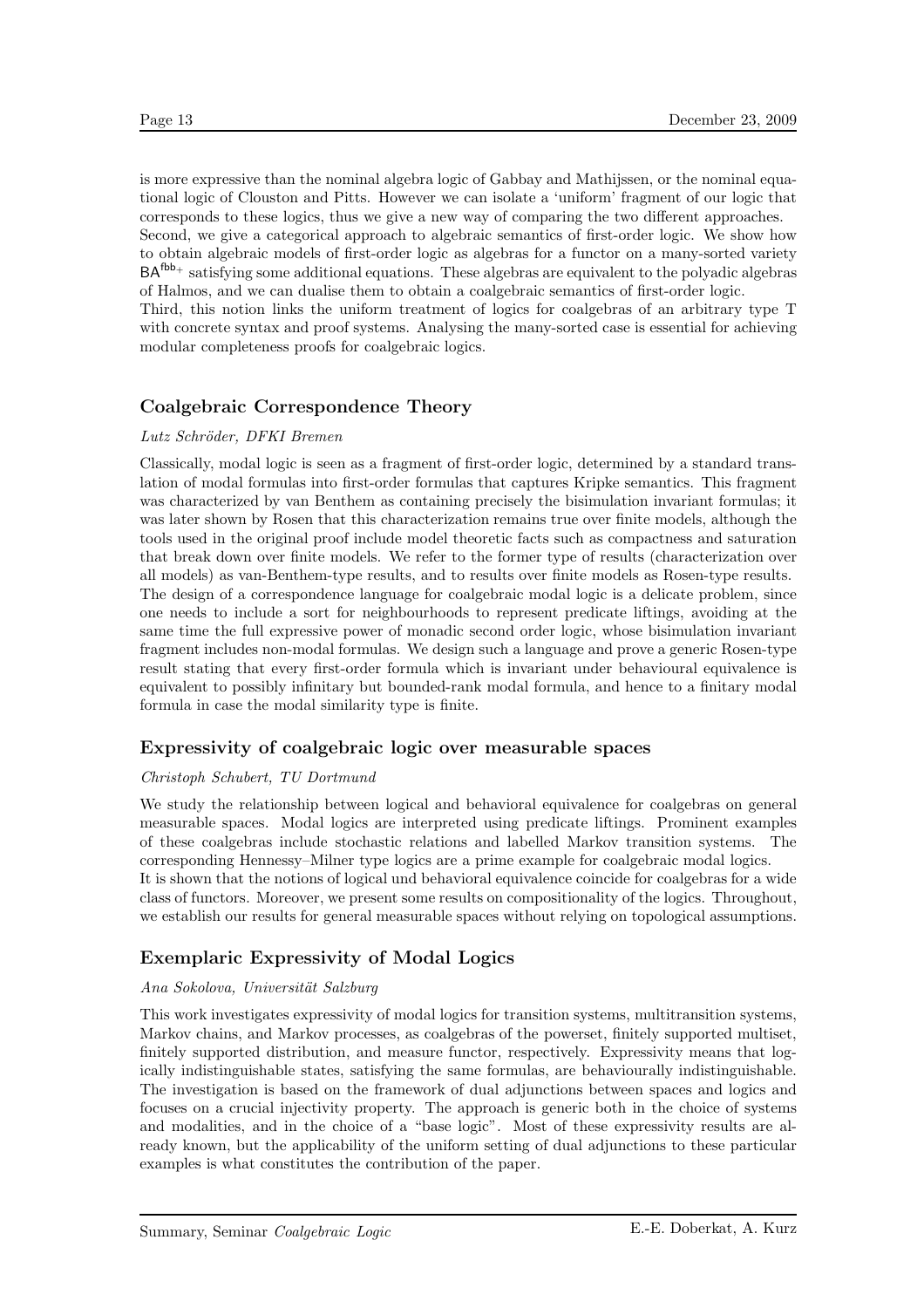is more expressive than the nominal algebra logic of Gabbay and Mathijssen, or the nominal equational logic of Clouston and Pitts. However we can isolate a 'uniform' fragment of our logic that corresponds to these logics, thus we give a new way of comparing the two different approaches.
Second, we give a categorical approach to algebraic semantics of first-order logic. We show how to obtain algebraic models of first-order logic as algebras for a functor on a many-sorted variety $\mathsf{BA}^{\mathsf{fbb}_+}$ satisfying some additional equations. These algebras are equivalent to the polyadic algebras of Halmos, and we can dualise them to obtain a coalgebraic semantics of first-order logic.
Third, this notion links the uniform treatment of logics for coalgebras of an arbitrary type T with concrete syntax and proof systems. Analysing the many-sorted case is essential for achieving modular completeness proofs for coalgebraic logics.

### Coalgebraic Correspondence Theory

*Lutz Schröder, DFKI Bremen*

Classically, modal logic is seen as a fragment of first-order logic, determined by a standard translation of modal formulas into first-order formulas that captures Kripke semantics. This fragment was characterized by van Benthem as containing precisely the bisimulation invariant formulas; it was later shown by Rosen that this characterization remains true over finite models, although the tools used in the original proof include model theoretic facts such as compactness and saturation that break down over finite models. We refer to the former type of results (characterization over all models) as van-Benthem-type results, and to results over finite models as Rosen-type results.
The design of a correspondence language for coalgebraic modal logic is a delicate problem, since one needs to include a sort for neighbourhoods to represent predicate liftings, avoiding at the same time the full expressive power of monadic second order logic, whose bisimulation invariant fragment includes non-modal formulas. We design such a language and prove a generic Rosen-type result stating that every first-order formula which is invariant under behavioural equivalence is equivalent to possibly infinitary but bounded-rank modal formula, and hence to a finitary modal formula in case the modal similarity type is finite.

### Expressivity of coalgebraic logic over measurable spaces

*Christoph Schubert, TU Dortmund*

We study the relationship between logical and behavioral equivalence for coalgebras on general measurable spaces. Modal logics are interpreted using predicate liftings. Prominent examples of these coalgebras include stochastic relations and labelled Markov transition systems. The corresponding Hennessy–Milner type logics are a prime example for coalgebraic modal logics.
It is shown that the notions of logical und behavioral equivalence coincide for coalgebras for a wide class of functors. Moreover, we present some results on compositionality of the logics. Throughout, we establish our results for general measurable spaces without relying on topological assumptions.

### Exemplaric Expressivity of Modal Logics

*Ana Sokolova, Universität Salzburg*

This work investigates expressivity of modal logics for transition systems, multitransition systems, Markov chains, and Markov processes, as coalgebras of the powerset, finitely supported multiset, finitely supported distribution, and measure functor, respectively. Expressivity means that logically indistinguishable states, satisfying the same formulas, are behaviourally indistinguishable. The investigation is based on the framework of dual adjunctions between spaces and logics and focuses on a crucial injectivity property. The approach is generic both in the choice of systems and modalities, and in the choice of a "base logic". Most of these expressivity results are already known, but the applicability of the uniform setting of dual adjunctions to these particular examples is what constitutes the contribution of the paper.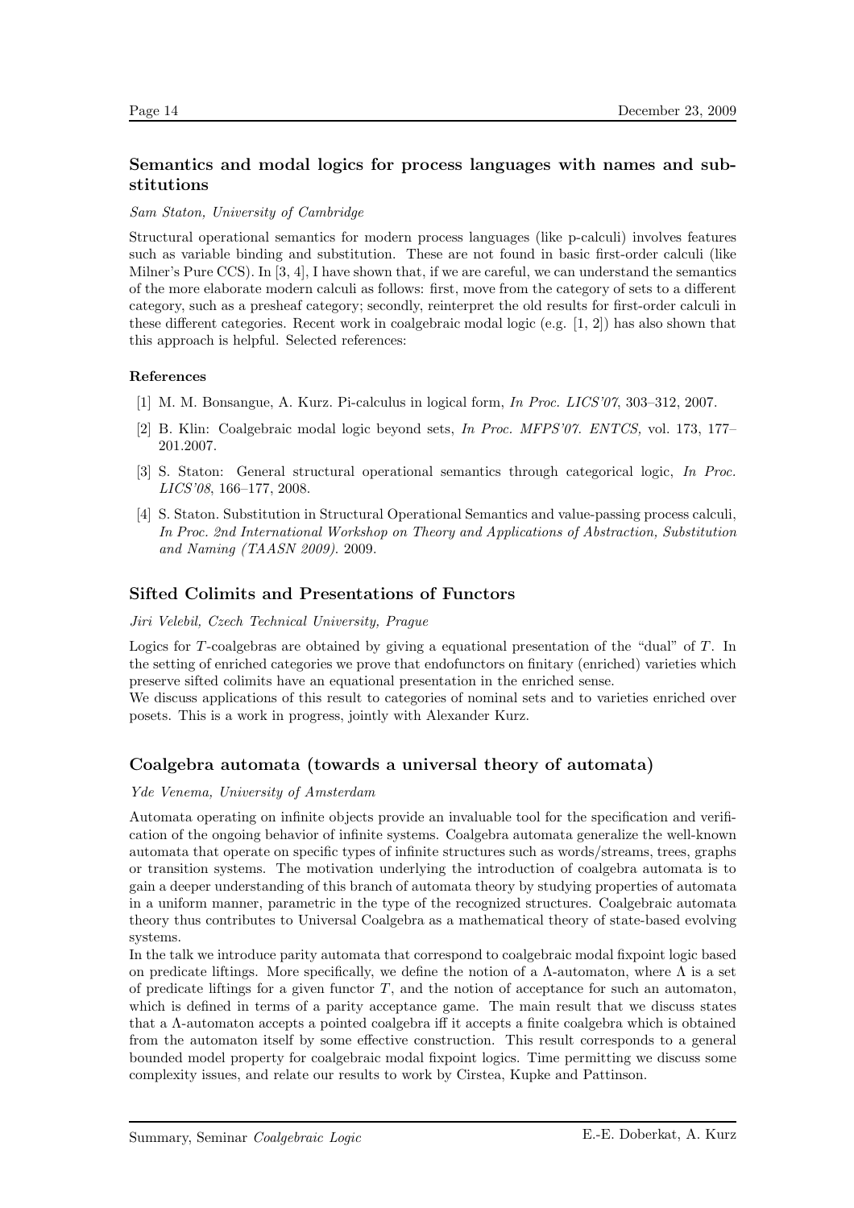## Semantics and modal logics for process languages with names and substitutions

*Sam Staton, University of Cambridge*

Structural operational semantics for modern process languages (like p-calculi) involves features such as variable binding and substitution. These are not found in basic first-order calculi (like Milner's Pure CCS). In [3, 4], I have shown that, if we are careful, we can understand the semantics of the more elaborate modern calculi as follows: first, move from the category of sets to a different category, such as a presheaf category; secondly, reinterpret the old results for first-order calculi in these different categories. Recent work in coalgebraic modal logic (e.g. [1, 2]) has also shown that this approach is helpful. Selected references:

### References

[1] M. M. Bonsangue, A. Kurz. Pi-calculus in logical form, *In Proc. LICS'07*, 303–312, 2007.

[2] B. Klin: Coalgebraic modal logic beyond sets, *In Proc. MFPS'07. ENTCS,* vol. 173, 177–201.2007.

[3] S. Staton: General structural operational semantics through categorical logic, *In Proc. LICS'08*, 166–177, 2008.

[4] S. Staton. Substitution in Structural Operational Semantics and value-passing process calculi, *In Proc. 2nd International Workshop on Theory and Applications of Abstraction, Substitution and Naming (TAASN 2009).* 2009.

## Sifted Colimits and Presentations of Functors

*Jiri Velebil, Czech Technical University, Prague*

Logics for $T$-coalgebras are obtained by giving a equational presentation of the "dual" of $T$. In the setting of enriched categories we prove that endofunctors on finitary (enriched) varieties which preserve sifted colimits have an equational presentation in the enriched sense.

We discuss applications of this result to categories of nominal sets and to varieties enriched over posets. This is a work in progress, jointly with Alexander Kurz.

## Coalgebra automata (towards a universal theory of automata)

*Yde Venema, University of Amsterdam*

Automata operating on infinite objects provide an invaluable tool for the specification and verification of the ongoing behavior of infinite systems. Coalgebra automata generalize the well-known automata that operate on specific types of infinite structures such as words/streams, trees, graphs or transition systems. The motivation underlying the introduction of coalgebra automata is to gain a deeper understanding of this branch of automata theory by studying properties of automata in a uniform manner, parametric in the type of the recognized structures. Coalgebraic automata theory thus contributes to Universal Coalgebra as a mathematical theory of state-based evolving systems.

In the talk we introduce parity automata that correspond to coalgebraic modal fixpoint logic based on predicate liftings. More specifically, we define the notion of a $\Lambda$-automaton, where $\Lambda$ is a set of predicate liftings for a given functor $T$, and the notion of acceptance for such an automaton, which is defined in terms of a parity acceptance game. The main result that we discuss states that a $\Lambda$-automaton accepts a pointed coalgebra iff it accepts a finite coalgebra which is obtained from the automaton itself by some effective construction. This result corresponds to a general bounded model property for coalgebraic modal fixpoint logics. Time permitting we discuss some complexity issues, and relate our results to work by Cirstea, Kupke and Pattinson.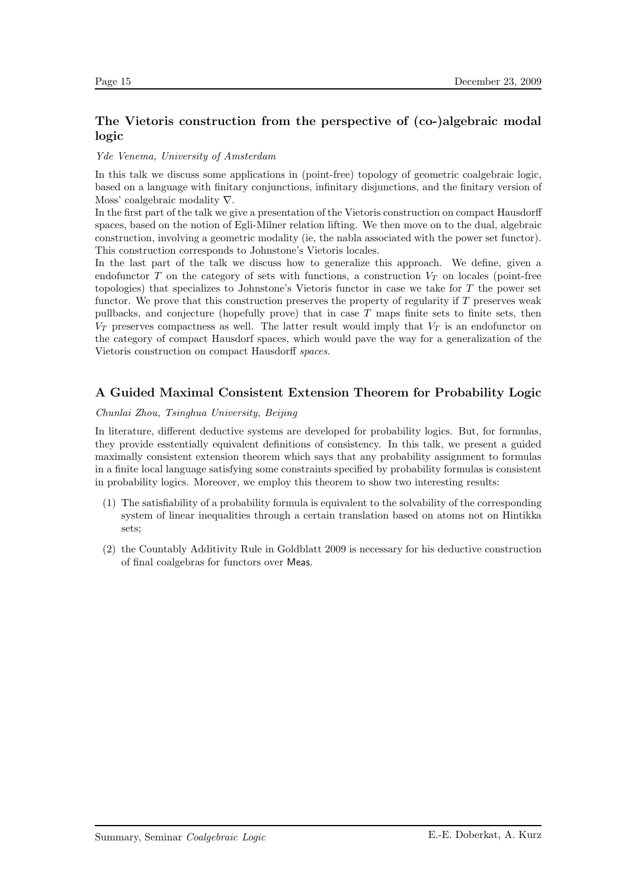### The Vietoris construction from the perspective of (co-)algebraic modal logic

*Yde Venema, University of Amsterdam*

In this talk we discuss some applications in (point-free) topology of geometric coalgebraic logic, based on a language with finitary conjunctions, infinitary disjunctions, and the finitary version of Moss' coalgebraic modality $\nabla$.

In the first part of the talk we give a presentation of the Vietoris construction on compact Hausdorff spaces, based on the notion of Egli-Milner relation lifting. We then move on to the dual, algebraic construction, involving a geometric modality (ie, the nabla associated with the power set functor). This construction corresponds to Johnstone's Vietoris locales.

In the last part of the talk we discuss how to generalize this approach. We define, given a endofunctor $T$ on the category of sets with functions, a construction $V_T$ on locales (point-free topologies) that specializes to Johnstone's Vietoris functor in case we take for $T$ the power set functor. We prove that this construction preserves the property of regularity if $T$ preserves weak pullbacks, and conjecture (hopefully prove) that in case $T$ maps finite sets to finite sets, then $V_T$ preserves compactness as well. The latter result would imply that $V_T$ is an endofunctor on the category of compact Hausdorff spaces, which would pave the way for a generalization of the Vietoris construction on compact Hausdorff *spaces*.

### A Guided Maximal Consistent Extension Theorem for Probability Logic

*Chunlai Zhou, Tsinghua University, Beijing*

In literature, different deductive systems are developed for probability logics. But, for formulas, they provide esstentially equivalent definitions of consistency. In this talk, we present a guided maximally consistent extension theorem which says that any probability assignment to formulas in a finite local language satisfying some constraints specified by probability formulas is consistent in probability logics. Moreover, we employ this theorem to show two interesting results:

(1) The satisfiability of a probability formula is equivalent to the solvability of the corresponding system of linear inequalities through a certain translation based on atoms not on Hintikka sets;

(2) the Countably Additivity Rule in Goldblatt 2009 is necessary for his deductive construction of final coalgebras for functors over Meas.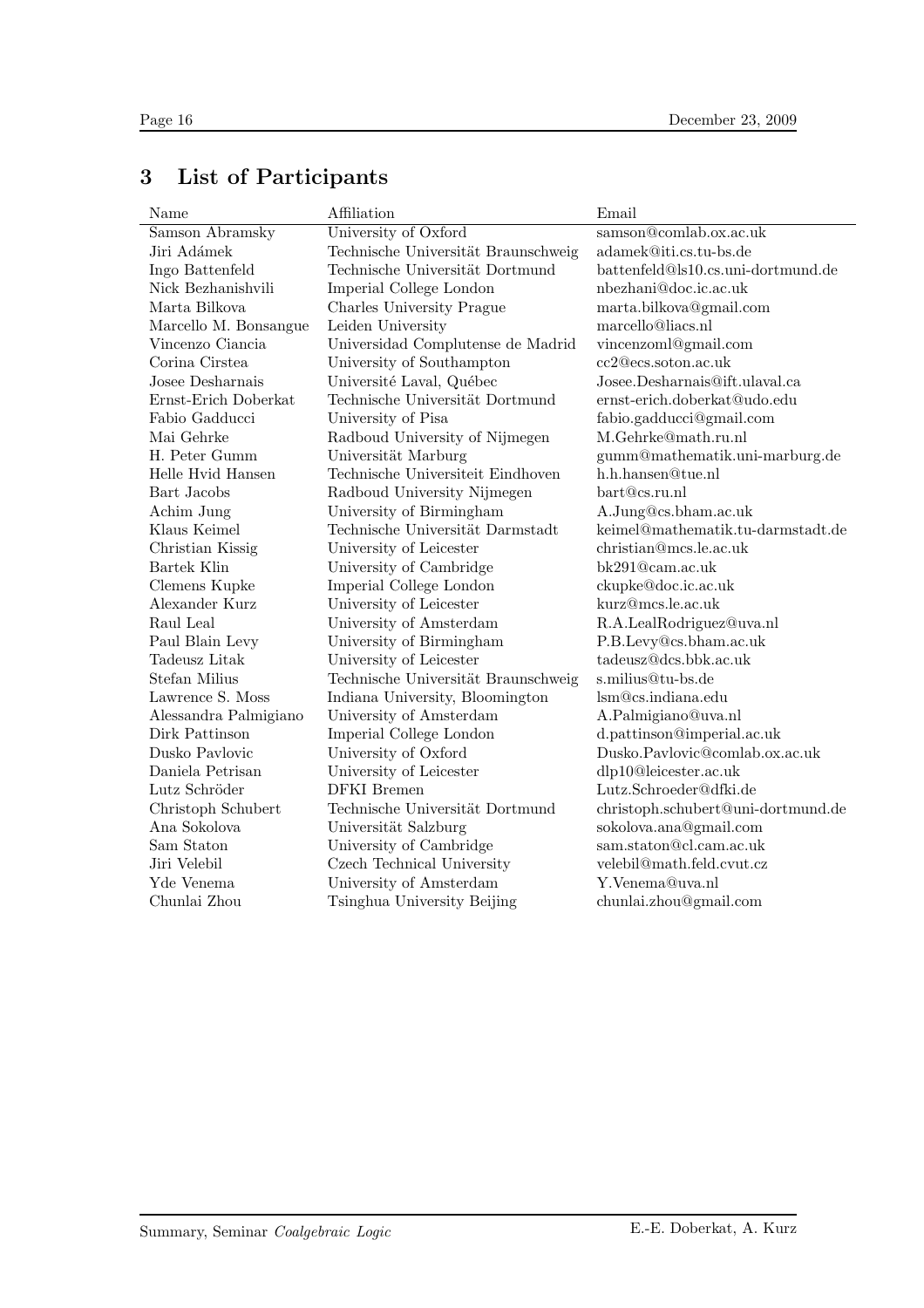# 3 List of Participants

| Name | Affiliation | Email |
|---|---|---|
| Samson Abramsky | University of Oxford | samson@comlab.ox.ac.uk |
| Jiri Adámek | Technische Universität Braunschweig | adamek@iti.cs.tu-bs.de |
| Ingo Battenfeld | Technische Universität Dortmund | battenfeld@ls10.cs.uni-dortmund.de |
| Nick Bezhanishvili | Imperial College London | nbezhani@doc.ic.ac.uk |
| Marta Bilkova | Charles University Prague | marta.bilkova@gmail.com |
| Marcello M. Bonsangue | Leiden University | marcello@liacs.nl |
| Vincenzo Ciancia | Universidad Complutense de Madrid | vincenzoml@gmail.com |
| Corina Cirstea | University of Southampton | cc2@ecs.soton.ac.uk |
| Josee Desharnais | Université Laval, Québec | Josee.Desharnais@ift.ulaval.ca |
| Ernst-Erich Doberkat | Technische Universität Dortmund | ernst-erich.doberkat@udo.edu |
| Fabio Gadducci | University of Pisa | fabio.gadducci@gmail.com |
| Mai Gehrke | Radboud University of Nijmegen | M.Gehrke@math.ru.nl |
| H. Peter Gumm | Universität Marburg | gumm@mathematik.uni-marburg.de |
| Helle Hvid Hansen | Technische Universiteit Eindhoven | h.h.hansen@tue.nl |
| Bart Jacobs | Radboud University Nijmegen | bart@cs.ru.nl |
| Achim Jung | University of Birmingham | A.Jung@cs.bham.ac.uk |
| Klaus Keimel | Technische Universität Darmstadt | keimel@mathematik.tu-darmstadt.de |
| Christian Kissig | University of Leicester | christian@mcs.le.ac.uk |
| Bartek Klin | University of Cambridge | bk291@cam.ac.uk |
| Clemens Kupke | Imperial College London | ckupke@doc.ic.ac.uk |
| Alexander Kurz | University of Leicester | kurz@mcs.le.ac.uk |
| Raul Leal | University of Amsterdam | R.A.LealRodriguez@uva.nl |
| Paul Blain Levy | University of Birmingham | P.B.Levy@cs.bham.ac.uk |
| Tadeusz Litak | University of Leicester | tadeusz@dcs.bbk.ac.uk |
| Stefan Milius | Technische Universität Braunschweig | s.milius@tu-bs.de |
| Lawrence S. Moss | Indiana University, Bloomington | lsm@cs.indiana.edu |
| Alessandra Palmigiano | University of Amsterdam | A.Palmigiano@uva.nl |
| Dirk Pattinson | Imperial College London | d.pattinson@imperial.ac.uk |
| Dusko Pavlovic | University of Oxford | Dusko.Pavlovic@comlab.ox.ac.uk |
| Daniela Petrisan | University of Leicester | dlp10@leicester.ac.uk |
| Lutz Schröder | DFKI Bremen | Lutz.Schroeder@dfki.de |
| Christoph Schubert | Technische Universität Dortmund | christoph.schubert@uni-dortmund.de |
| Ana Sokolova | Universität Salzburg | sokolova.ana@gmail.com |
| Sam Staton | University of Cambridge | sam.staton@cl.cam.ac.uk |
| Jiri Velebil | Czech Technical University | velebil@math.feld.cvut.cz |
| Yde Venema | University of Amsterdam | Y.Venema@uva.nl |
| Chunlai Zhou | Tsinghua University Beijing | chunlai.zhou@gmail.com |